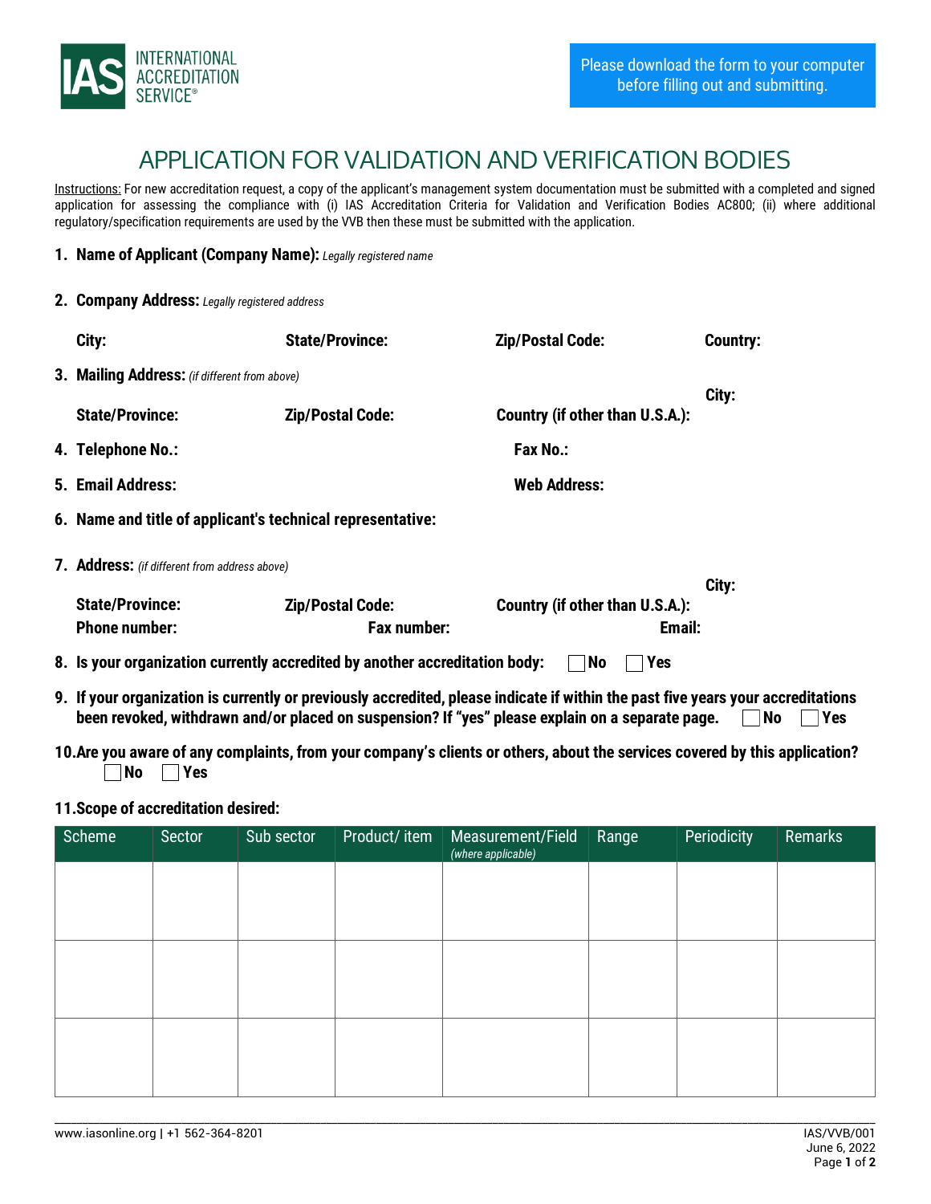INTERNATIONAL ACCREDITATION SERVICE®

Please download the form to your computer before filling out and submitting.

# APPLICATION FOR VALIDATION AND VERIFICATION BODIES

Instructions: For new accreditation request, a copy of the applicant's management system documentation must be submitted with a completed and signed application for assessing the compliance with (i) IAS Accreditation Criteria for Validation and Verification Bodies AC800; (ii) where additional regulatory/specification requirements are used by the VVB then these must be submitted with the application.

1. **Name of Applicant (Company Name):** *Legally registered name*

2. **Company Address:** *Legally registered address*

   **City:** **State/Province:** **Zip/Postal Code:** **Country:**

3. **Mailing Address:** *(if different from above)*

   **City:**
   **State/Province:** **Zip/Postal Code:** **Country (if other than U.S.A.):**

4. **Telephone No.:** **Fax No.:**

5. **Email Address:** **Web Address:**

6. **Name and title of applicant's technical representative:**

7. **Address:** *(if different from address above)*

   **City:**
   **State/Province:** **Zip/Postal Code:** **Country (if other than U.S.A.):**
   **Phone number:** **Fax number:** **Email:**

8. **Is your organization currently accredited by another accreditation body:** ☐ **No** ☐ **Yes**

9. **If your organization is currently or previously accredited, please indicate if within the past five years your accreditations been revoked, withdrawn and/or placed on suspension? If "yes" please explain on a separate page.** ☐ **No** ☐ **Yes**

10. **Are you aware of any complaints, from your company's clients or others, about the services covered by this application?** ☐ **No** ☐ **Yes**

11. **Scope of accreditation desired:**

| Scheme | Sector | Sub sector | Product/ item | Measurement/Field *(where applicable)* | Range | Periodicity | Remarks |
|---|---|---|---|---|---|---|---|
| | | | | | | | |
| | | | | | | | |
| | | | | | | | |

www.iasonline.org | +1 562-364-8201

IAS/VVB/001
June 6, 2022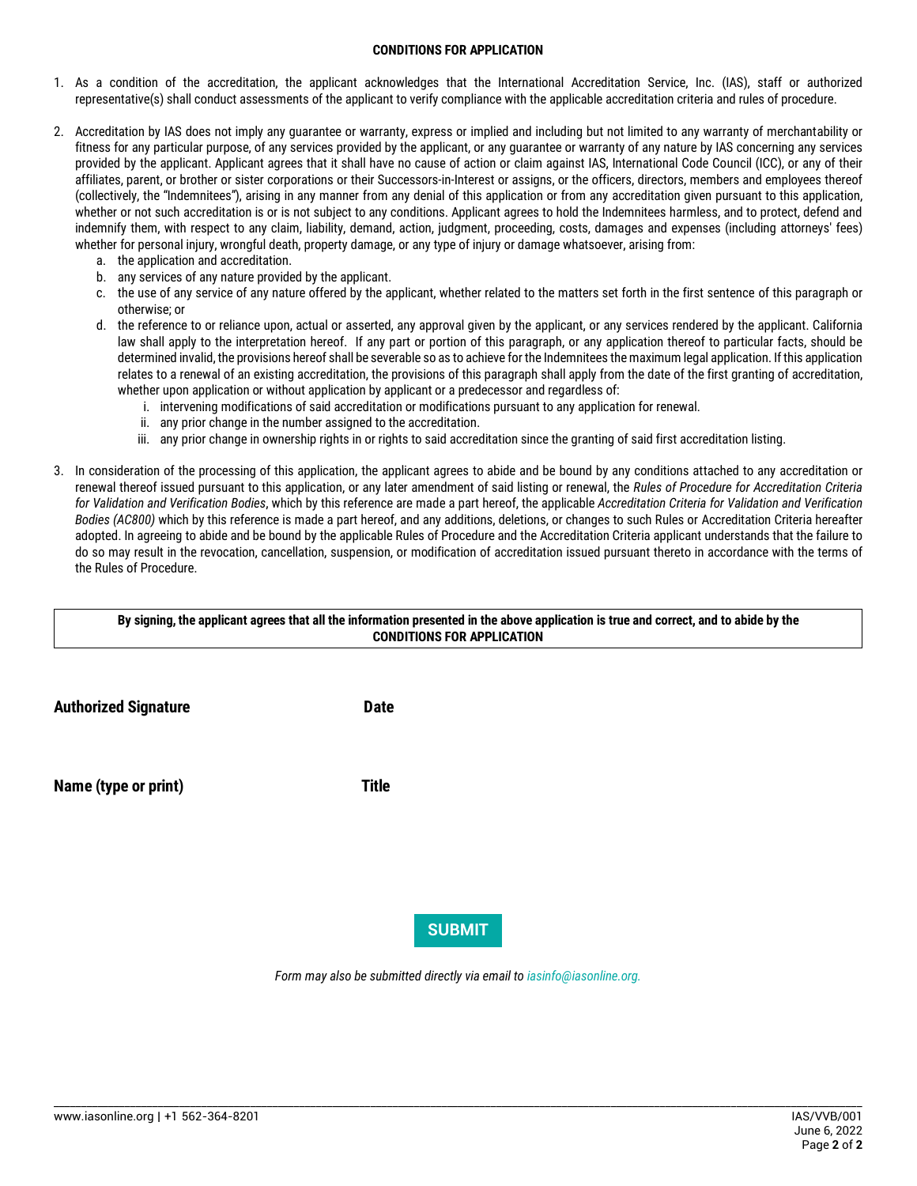## CONDITIONS FOR APPLICATION

1. As a condition of the accreditation, the applicant acknowledges that the International Accreditation Service, Inc. (IAS), staff or authorized representative(s) shall conduct assessments of the applicant to verify compliance with the applicable accreditation criteria and rules of procedure.

2. Accreditation by IAS does not imply any guarantee or warranty, express or implied and including but not limited to any warranty of merchantability or fitness for any particular purpose, of any services provided by the applicant, or any guarantee or warranty of any nature by IAS concerning any services provided by the applicant. Applicant agrees that it shall have no cause of action or claim against IAS, International Code Council (ICC), or any of their affiliates, parent, or brother or sister corporations or their Successors-in-Interest or assigns, or the officers, directors, members and employees thereof (collectively, the "Indemnitees"), arising in any manner from any denial of this application or from any accreditation given pursuant to this application, whether or not such accreditation is or is not subject to any conditions. Applicant agrees to hold the Indemnitees harmless, and to protect, defend and indemnify them, with respect to any claim, liability, demand, action, judgment, proceeding, costs, damages and expenses (including attorneys' fees) whether for personal injury, wrongful death, property damage, or any type of injury or damage whatsoever, arising from:
   a. the application and accreditation.
   b. any services of any nature provided by the applicant.
   c. the use of any service of any nature offered by the applicant, whether related to the matters set forth in the first sentence of this paragraph or otherwise; or
   d. the reference to or reliance upon, actual or asserted, any approval given by the applicant, or any services rendered by the applicant. California law shall apply to the interpretation hereof. If any part or portion of this paragraph, or any application thereof to particular facts, should be determined invalid, the provisions hereof shall be severable so as to achieve for the Indemnitees the maximum legal application. If this application relates to a renewal of an existing accreditation, the provisions of this paragraph shall apply from the date of the first granting of accreditation, whether upon application or without application by applicant or a predecessor and regardless of:
      i. intervening modifications of said accreditation or modifications pursuant to any application for renewal.
      ii. any prior change in the number assigned to the accreditation.
      iii. any prior change in ownership rights in or rights to said accreditation since the granting of said first accreditation listing.

3. In consideration of the processing of this application, the applicant agrees to abide and be bound by any conditions attached to any accreditation or renewal thereof issued pursuant to this application, or any later amendment of said listing or renewal, the *Rules of Procedure for Accreditation Criteria for Validation and Verification Bodies*, which by this reference are made a part hereof, the applicable *Accreditation Criteria for Validation and Verification Bodies (AC800)* which by this reference is made a part hereof, and any additions, deletions, or changes to such Rules or Accreditation Criteria hereafter adopted. In agreeing to abide and be bound by the applicable Rules of Procedure and the Accreditation Criteria applicant understands that the failure to do so may result in the revocation, cancellation, suspension, or modification of accreditation issued pursuant thereto in accordance with the terms of the Rules of Procedure.

**By signing, the applicant agrees that all the information presented in the above application is true and correct, and to abide by the CONDITIONS FOR APPLICATION**

**Authorized Signature** **Date**

**Name (type or print)** **Title**

**SUBMIT**

*Form may also be submitted directly via email to iasinfo@iasonline.org.*

www.iasonline.org | +1 562-364-8201

IAS/VVB/001
June 6, 2022